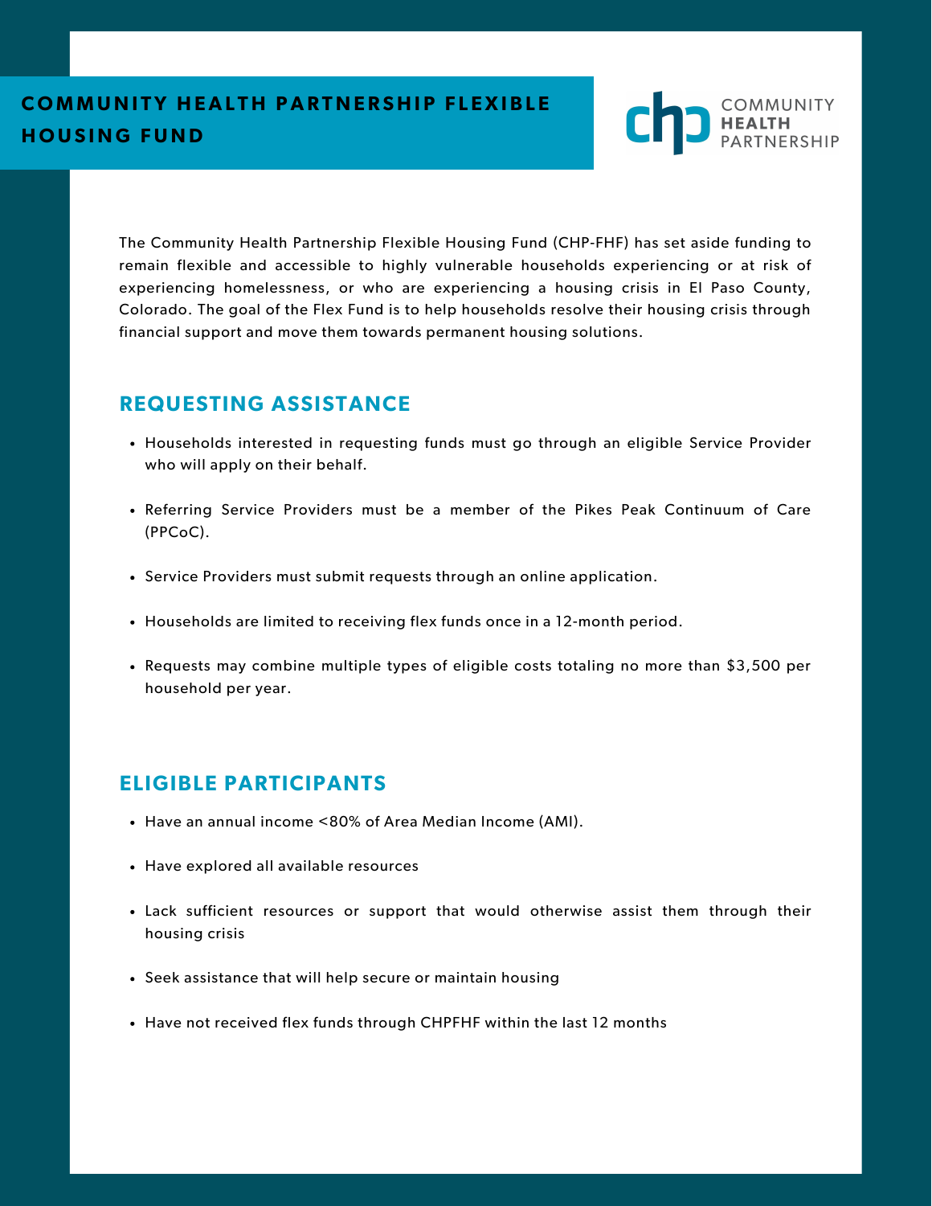# COMMUNITY HEALTH PARTNERSHIP FLEXIBLE HOUSING FUND

COMMUNITY **HEALTH** PARTNERSHIP

The Community Health Partnership Flexible Housing Fund (CHP-FHF) has set aside funding to remain flexible and accessible to highly vulnerable households experiencing or at risk of experiencing homelessness, or who are experiencing a housing crisis in El Paso County, Colorado. The goal of the Flex Fund is to help households resolve their housing crisis through financial support and move them towards permanent housing solutions.

## REQUESTING ASSISTANCE

- Households interested in requesting funds must go through an eligible Service Provider who will apply on their behalf.
- Referring Service Providers must be a member of the Pikes Peak Continuum of Care (PPCoC).
- Service Providers must submit requests through an online application.
- Households are limited to receiving flex funds once in a 12-month period.
- Requests may combine multiple types of eligible costs totaling no more than $3,500 per household per year.

## ELIGIBLE PARTICIPANTS

- Have an annual income <80% of Area Median Income (AMI).
- Have explored all available resources
- Lack sufficient resources or support that would otherwise assist them through their housing crisis
- Seek assistance that will help secure or maintain housing
- Have not received flex funds through CHPFHF within the last 12 months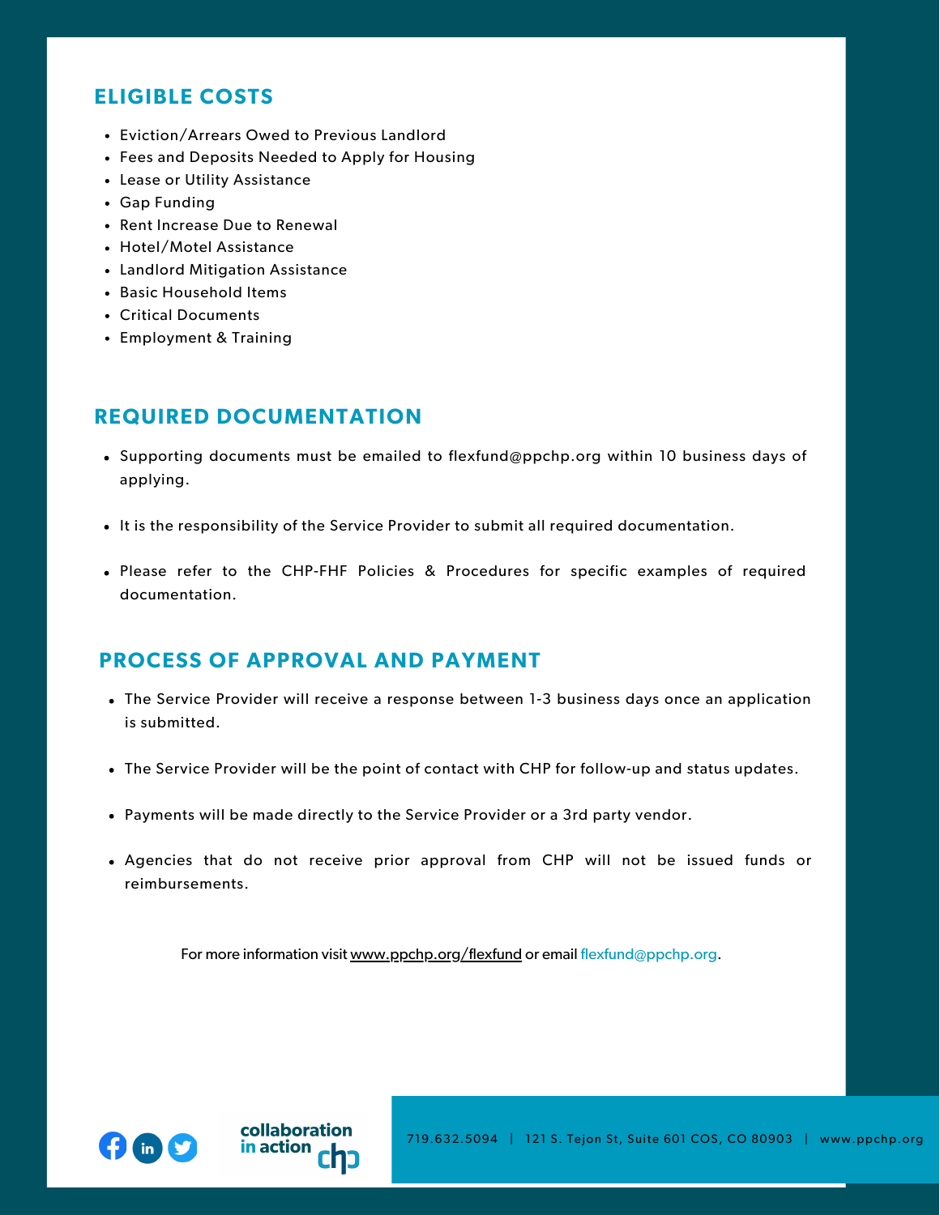## ELIGIBLE COSTS

- Eviction/Arrears Owed to Previous Landlord
- Fees and Deposits Needed to Apply for Housing
- Lease or Utility Assistance
- Gap Funding
- Rent Increase Due to Renewal
- Hotel/Motel Assistance
- Landlord Mitigation Assistance
- Basic Household Items
- Critical Documents
- Employment & Training

## REQUIRED DOCUMENTATION

- Supporting documents must be emailed to flexfund@ppchp.org within 10 business days of applying.
- It is the responsibility of the Service Provider to submit all required documentation.
- Please refer to the CHP-FHF Policies & Procedures for specific examples of required documentation.

## PROCESS OF APPROVAL AND PAYMENT

- The Service Provider will receive a response between 1-3 business days once an application is submitted.
- The Service Provider will be the point of contact with CHP for follow-up and status updates.
- Payments will be made directly to the Service Provider or a 3rd party vendor.
- Agencies that do not receive prior approval from CHP will not be issued funds or reimbursements.

For more information visit www.ppchp.org/flexfund or email flexfund@ppchp.org.

collaboration in action chp

719.632.5094 | 121 S. Tejon St, Suite 601 COS, CO 80903 | www.ppchp.org